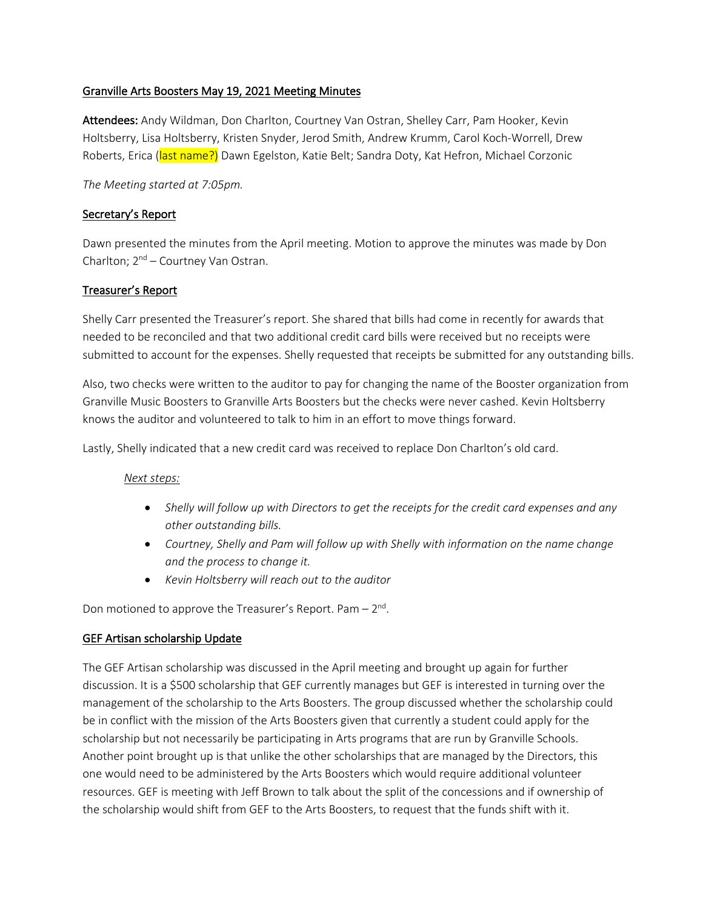## Granville Arts Boosters May 19, 2021 Meeting Minutes

**Attendees:** Andy Wildman, Don Charlton, Courtney Van Ostran, Shelley Carr, Pam Hooker, Kevin Holtsberry, Lisa Holtsberry, Kristen Snyder, Jerod Smith, Andrew Krumm, Carol Koch-Worrell, Drew Roberts, Erica (last name?) Dawn Egelston, Katie Belt; Sandra Doty, Kat Hefron, Michael Corzonic

*The Meeting started at 7:05pm.*

### Secretary's Report

Dawn presented the minutes from the April meeting. Motion to approve the minutes was made by Don Charlton; 2nd – Courtney Van Ostran.

### Treasurer's Report

Shelly Carr presented the Treasurer's report. She shared that bills had come in recently for awards that needed to be reconciled and that two additional credit card bills were received but no receipts were submitted to account for the expenses. Shelly requested that receipts be submitted for any outstanding bills.

Also, two checks were written to the auditor to pay for changing the name of the Booster organization from Granville Music Boosters to Granville Arts Boosters but the checks were never cashed. Kevin Holtsberry knows the auditor and volunteered to talk to him in an effort to move things forward.

Lastly, Shelly indicated that a new credit card was received to replace Don Charlton's old card.

*Next steps:*

- *Shelly will follow up with Directors to get the receipts for the credit card expenses and any other outstanding bills.*
- *Courtney, Shelly and Pam will follow up with Shelly with information on the name change and the process to change it.*
- *Kevin Holtsberry will reach out to the auditor*

Don motioned to approve the Treasurer's Report. Pam – 2nd.

### GEF Artisan scholarship Update

The GEF Artisan scholarship was discussed in the April meeting and brought up again for further discussion. It is a $500 scholarship that GEF currently manages but GEF is interested in turning over the management of the scholarship to the Arts Boosters. The group discussed whether the scholarship could be in conflict with the mission of the Arts Boosters given that currently a student could apply for the scholarship but not necessarily be participating in Arts programs that are run by Granville Schools. Another point brought up is that unlike the other scholarships that are managed by the Directors, this one would need to be administered by the Arts Boosters which would require additional volunteer resources. GEF is meeting with Jeff Brown to talk about the split of the concessions and if ownership of the scholarship would shift from GEF to the Arts Boosters, to request that the funds shift with it.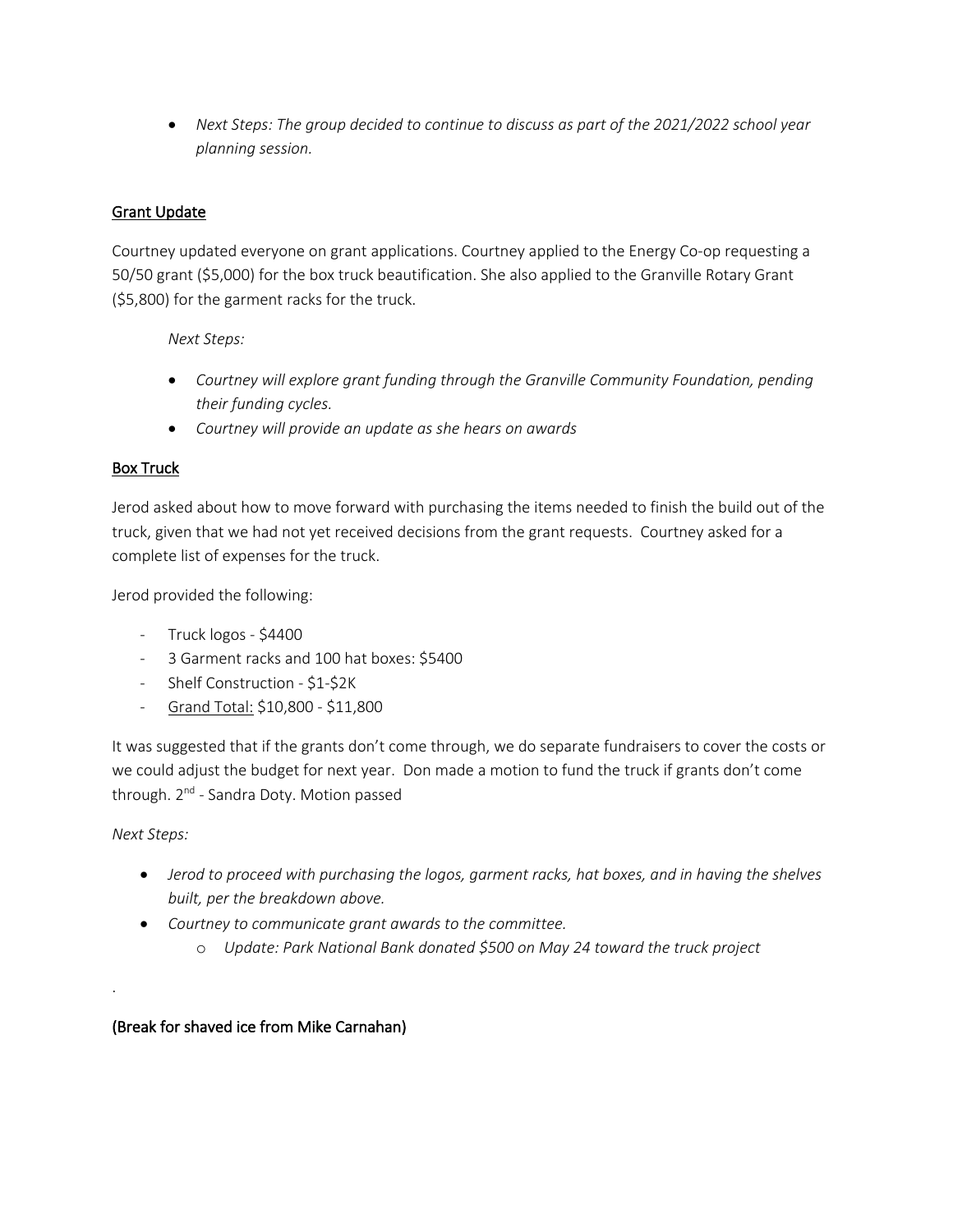- *Next Steps: The group decided to continue to discuss as part of the 2021/2022 school year planning session.*

<u>Grant Update</u>

Courtney updated everyone on grant applications. Courtney applied to the Energy Co-op requesting a 50/50 grant ($5,000) for the box truck beautification. She also applied to the Granville Rotary Grant ($5,800) for the garment racks for the truck.

*Next Steps:*

- *Courtney will explore grant funding through the Granville Community Foundation, pending their funding cycles.*
- *Courtney will provide an update as she hears on awards*

<u>Box Truck</u>

Jerod asked about how to move forward with purchasing the items needed to finish the build out of the truck, given that we had not yet received decisions from the grant requests. Courtney asked for a complete list of expenses for the truck.

Jerod provided the following:

- Truck logos - $4400
- 3 Garment racks and 100 hat boxes: $5400
- Shelf Construction - $1-$2K
- <u>Grand Total:</u> $10,800 - $11,800

It was suggested that if the grants don't come through, we do separate fundraisers to cover the costs or we could adjust the budget for next year. Don made a motion to fund the truck if grants don't come through. 2nd - Sandra Doty. Motion passed

*Next Steps:*

- *Jerod to proceed with purchasing the logos, garment racks, hat boxes, and in having the shelves built, per the breakdown above.*
- *Courtney to communicate grant awards to the committee.*
  - *Update: Park National Bank donated $500 on May 24 toward the truck project*

.

**(Break for shaved ice from Mike Carnahan)**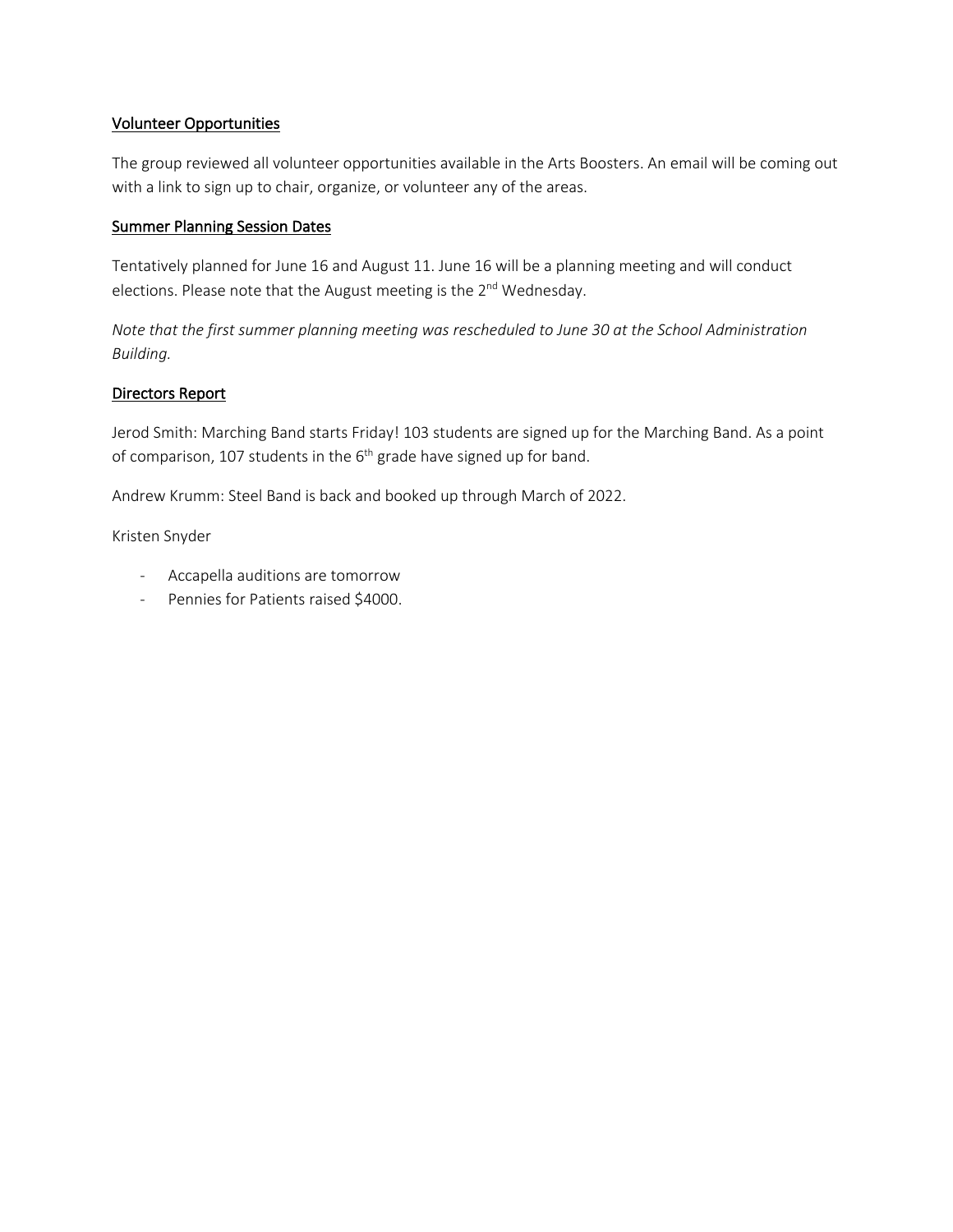## Volunteer Opportunities

The group reviewed all volunteer opportunities available in the Arts Boosters. An email will be coming out with a link to sign up to chair, organize, or volunteer any of the areas.

## Summer Planning Session Dates

Tentatively planned for June 16 and August 11. June 16 will be a planning meeting and will conduct elections. Please note that the August meeting is the 2nd Wednesday.

*Note that the first summer planning meeting was rescheduled to June 30 at the School Administration Building.*

## Directors Report

Jerod Smith: Marching Band starts Friday! 103 students are signed up for the Marching Band. As a point of comparison, 107 students in the 6th grade have signed up for band.

Andrew Krumm: Steel Band is back and booked up through March of 2022.

Kristen Snyder

- Accapella auditions are tomorrow
- Pennies for Patients raised $4000.